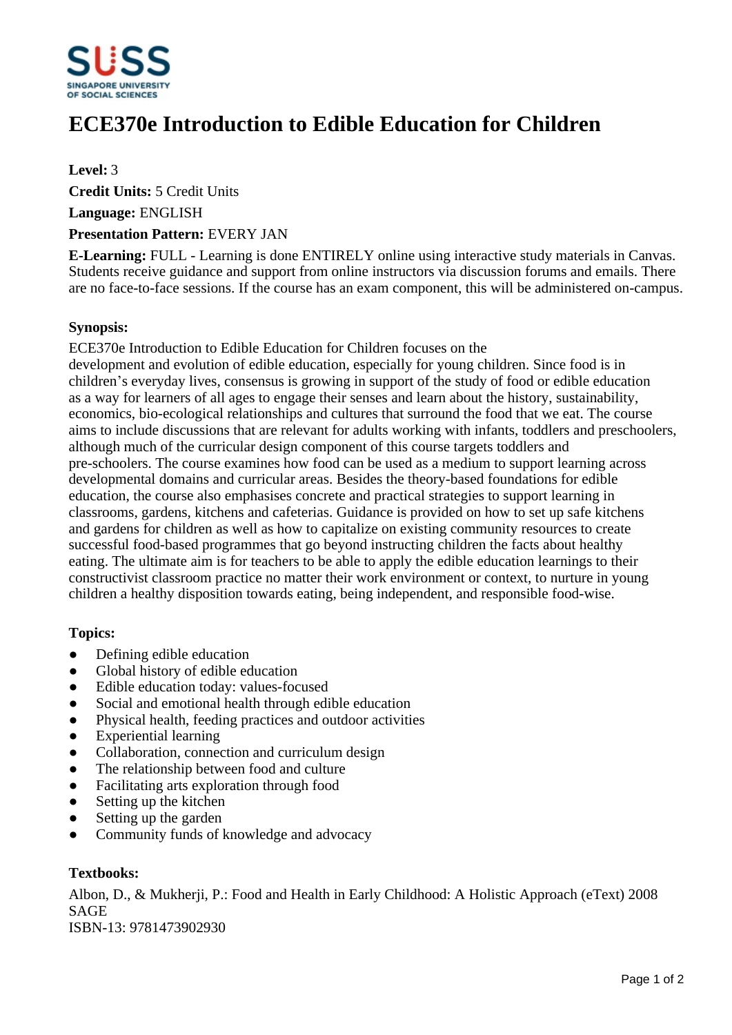# ECE370e Introduction to Edible Education for Children

**Level:** 3

**Credit Units:** 5 Credit Units

**Language:** ENGLISH

**Presentation Pattern:** EVERY JAN

**E-Learning:** FULL - Learning is done ENTIRELY online using interactive study materials in Canvas. Students receive guidance and support from online instructors via discussion forums and emails. There are no face-to-face sessions. If the course has an exam component, this will be administered on-campus.

**Synopsis:**

ECE370e Introduction to Edible Education for Children focuses on the development and evolution of edible education, especially for young children. Since food is in children's everyday lives, consensus is growing in support of the study of food or edible education as a way for learners of all ages to engage their senses and learn about the history, sustainability, economics, bio-ecological relationships and cultures that surround the food that we eat. The course aims to include discussions that are relevant for adults working with infants, toddlers and preschoolers, although much of the curricular design component of this course targets toddlers and pre-schoolers. The course examines how food can be used as a medium to support learning across developmental domains and curricular areas. Besides the theory-based foundations for edible education, the course also emphasises concrete and practical strategies to support learning in classrooms, gardens, kitchens and cafeterias. Guidance is provided on how to set up safe kitchens and gardens for children as well as how to capitalize on existing community resources to create successful food-based programmes that go beyond instructing children the facts about healthy eating. The ultimate aim is for teachers to be able to apply the edible education learnings to their constructivist classroom practice no matter their work environment or context, to nurture in young children a healthy disposition towards eating, being independent, and responsible food-wise.

**Topics:**

- Defining edible education
- Global history of edible education
- Edible education today: values-focused
- Social and emotional health through edible education
- Physical health, feeding practices and outdoor activities
- Experiential learning
- Collaboration, connection and curriculum design
- The relationship between food and culture
- Facilitating arts exploration through food
- Setting up the kitchen
- Setting up the garden
- Community funds of knowledge and advocacy

**Textbooks:**

Albon, D., & Mukherji, P.: Food and Health in Early Childhood: A Holistic Approach (eText) 2008 SAGE
ISBN-13: 9781473902930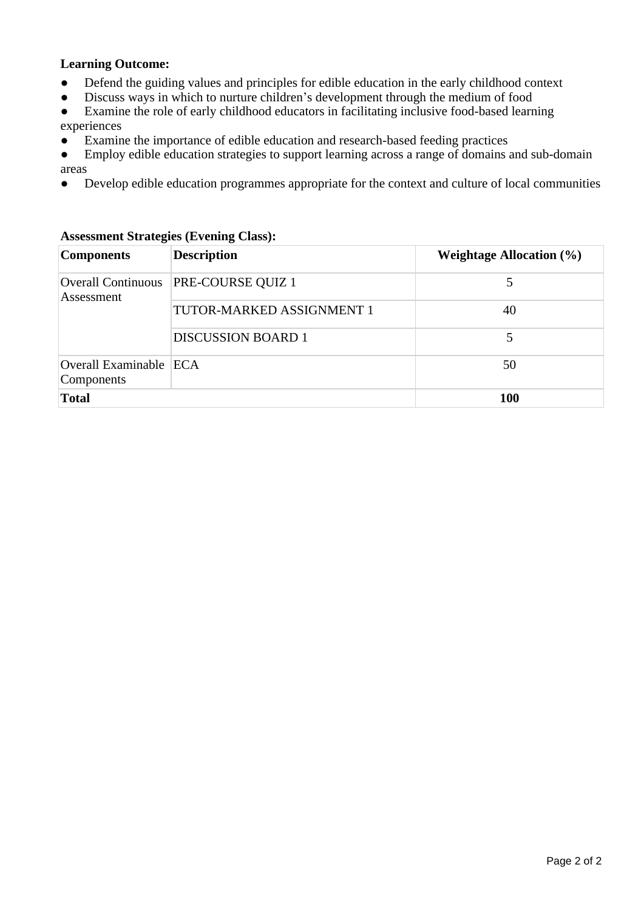**Learning Outcome:**

- Defend the guiding values and principles for edible education in the early childhood context
- Discuss ways in which to nurture children's development through the medium of food
- Examine the role of early childhood educators in facilitating inclusive food-based learning experiences
- Examine the importance of edible education and research-based feeding practices
- Employ edible education strategies to support learning across a range of domains and sub-domain areas
- Develop edible education programmes appropriate for the context and culture of local communities

**Assessment Strategies (Evening Class):**

| Components | Description | Weightage Allocation (%) |
|---|---|---|
| Overall Continuous Assessment | PRE-COURSE QUIZ 1 | 5 |
| | TUTOR-MARKED ASSIGNMENT 1 | 40 |
| | DISCUSSION BOARD 1 | 5 |
| Overall Examinable Components | ECA | 50 |
| **Total** | | **100** |